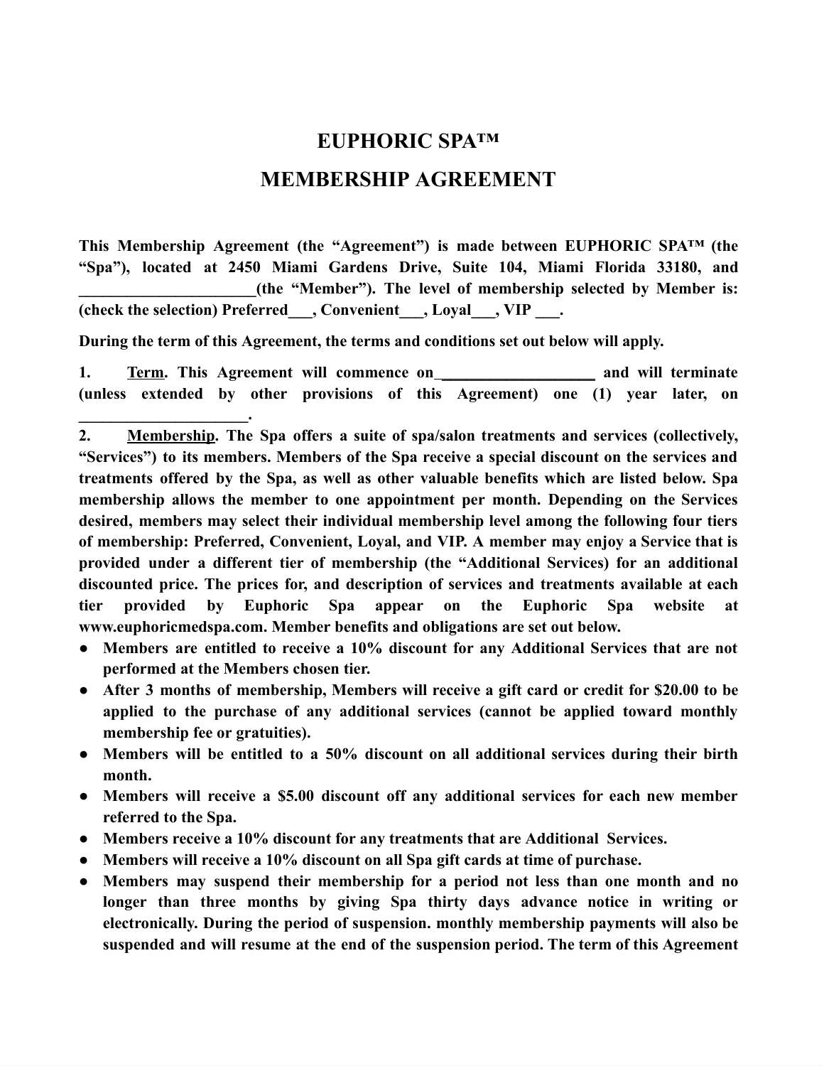# EUPHORIC SPA™

# MEMBERSHIP AGREEMENT

**This Membership Agreement (the "Agreement") is made between EUPHORIC SPA™ (the "Spa"), located at 2450 Miami Gardens Drive, Suite 104, Miami Florida 33180, and ______________________(the "Member"). The level of membership selected by Member is: (check the selection) Preferred___, Convenient___, Loyal___, VIP ___.**

**During the term of this Agreement, the terms and conditions set out below will apply.**

**1. <u>Term</u>. This Agreement will commence on____________________ and will terminate (unless extended by other provisions of this Agreement) one (1) year later, on ______________________.**

**2. <u>Membership</u>. The Spa offers a suite of spa/salon treatments and services (collectively, "Services") to its members. Members of the Spa receive a special discount on the services and treatments offered by the Spa, as well as other valuable benefits which are listed below. Spa membership allows the member to one appointment per month. Depending on the Services desired, members may select their individual membership level among the following four tiers of membership: Preferred, Convenient, Loyal, and VIP. A member may enjoy a Service that is provided under a different tier of membership (the "Additional Services) for an additional discounted price. The prices for, and description of services and treatments available at each tier provided by Euphoric Spa appear on the Euphoric Spa website at www.euphoricmedspa.com. Member benefits and obligations are set out below.**

- **Members are entitled to receive a 10% discount for any Additional Services that are not performed at the Members chosen tier.**
- **After 3 months of membership, Members will receive a gift card or credit for $20.00 to be applied to the purchase of any additional services (cannot be applied toward monthly membership fee or gratuities).**
- **Members will be entitled to a 50% discount on all additional services during their birth month.**
- **Members will receive a $5.00 discount off any additional services for each new member referred to the Spa.**
- **Members receive a 10% discount for any treatments that are Additional Services.**
- **Members will receive a 10% discount on all Spa gift cards at time of purchase.**
- **Members may suspend their membership for a period not less than one month and no longer than three months by giving Spa thirty days advance notice in writing or electronically. During the period of suspension. monthly membership payments will also be suspended and will resume at the end of the suspension period. The term of this Agreement**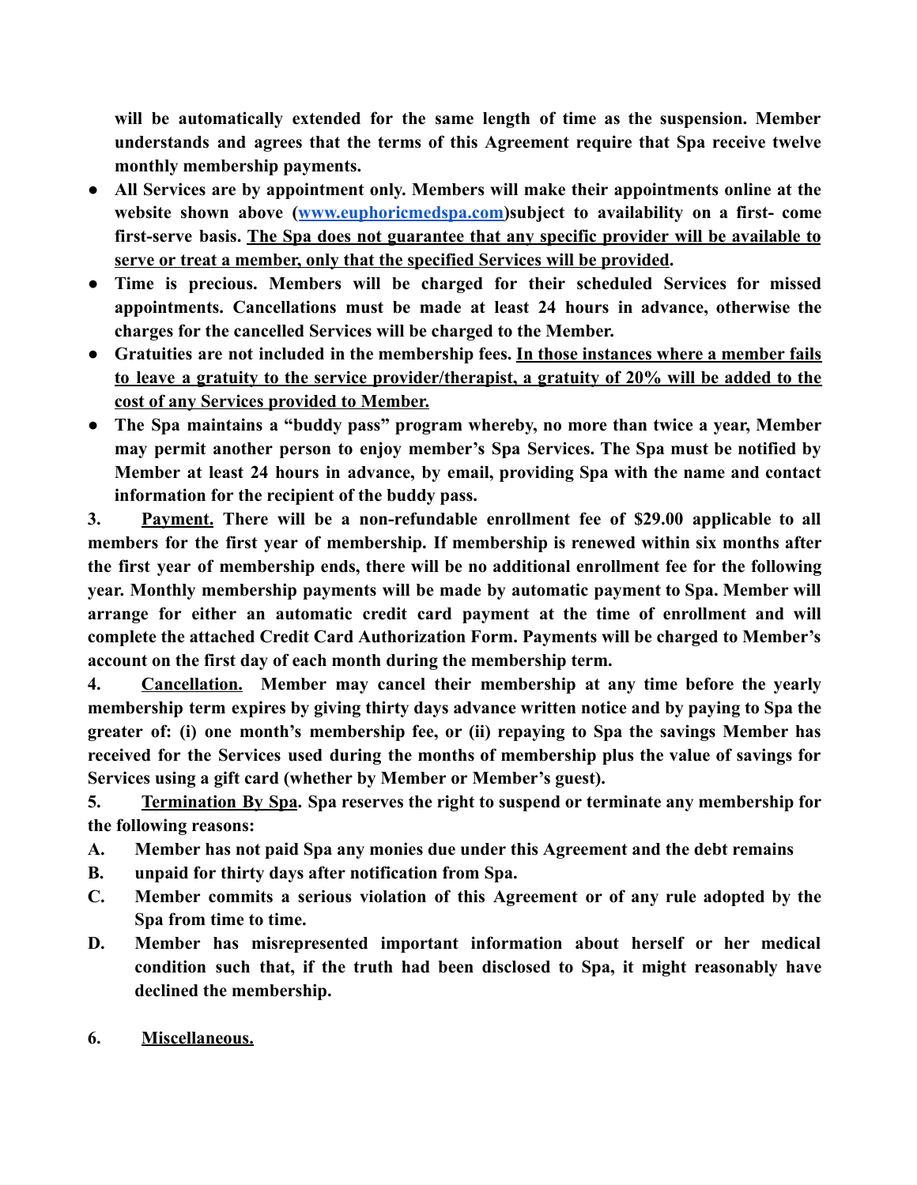**will be automatically extended for the same length of time as the suspension. Member understands and agrees that the terms of this Agreement require that Spa receive twelve monthly membership payments.**

- **All Services are by appointment only. Members will make their appointments online at the website shown above ([www.euphoricmedspa.com](http://www.euphoricmedspa.com))subject to availability on a first- come first-serve basis. <u>The Spa does not guarantee that any specific provider will be available to serve or treat a member, only that the specified Services will be provided</u>.**
- **Time is precious. Members will be charged for their scheduled Services for missed appointments. Cancellations must be made at least 24 hours in advance, otherwise the charges for the cancelled Services will be charged to the Member.**
- **Gratuities are not included in the membership fees. <u>In those instances where a member fails to leave a gratuity to the service provider/therapist, a gratuity of 20% will be added to the cost of any Services provided to Member.</u>**
- **The Spa maintains a "buddy pass" program whereby, no more than twice a year, Member may permit another person to enjoy member's Spa Services. The Spa must be notified by Member at least 24 hours in advance, by email, providing Spa with the name and contact information for the recipient of the buddy pass.**

**3. <u>Payment.</u> There will be a non-refundable enrollment fee of $29.00 applicable to all members for the first year of membership. If membership is renewed within six months after the first year of membership ends, there will be no additional enrollment fee for the following year. Monthly membership payments will be made by automatic payment to Spa. Member will arrange for either an automatic credit card payment at the time of enrollment and will complete the attached Credit Card Authorization Form. Payments will be charged to Member's account on the first day of each month during the membership term.**

**4. <u>Cancellation.</u> Member may cancel their membership at any time before the yearly membership term expires by giving thirty days advance written notice and by paying to Spa the greater of: (i) one month's membership fee, or (ii) repaying to Spa the savings Member has received for the Services used during the months of membership plus the value of savings for Services using a gift card (whether by Member or Member's guest).**

**5. <u>Termination By Spa</u>. Spa reserves the right to suspend or terminate any membership for the following reasons:**

**A. Member has not paid Spa any monies due under this Agreement and the debt remains**

**B. unpaid for thirty days after notification from Spa.**

**C. Member commits a serious violation of this Agreement or of any rule adopted by the Spa from time to time.**

**D. Member has misrepresented important information about herself or her medical condition such that, if the truth had been disclosed to Spa, it might reasonably have declined the membership.**

**6. <u>Miscellaneous.</u>**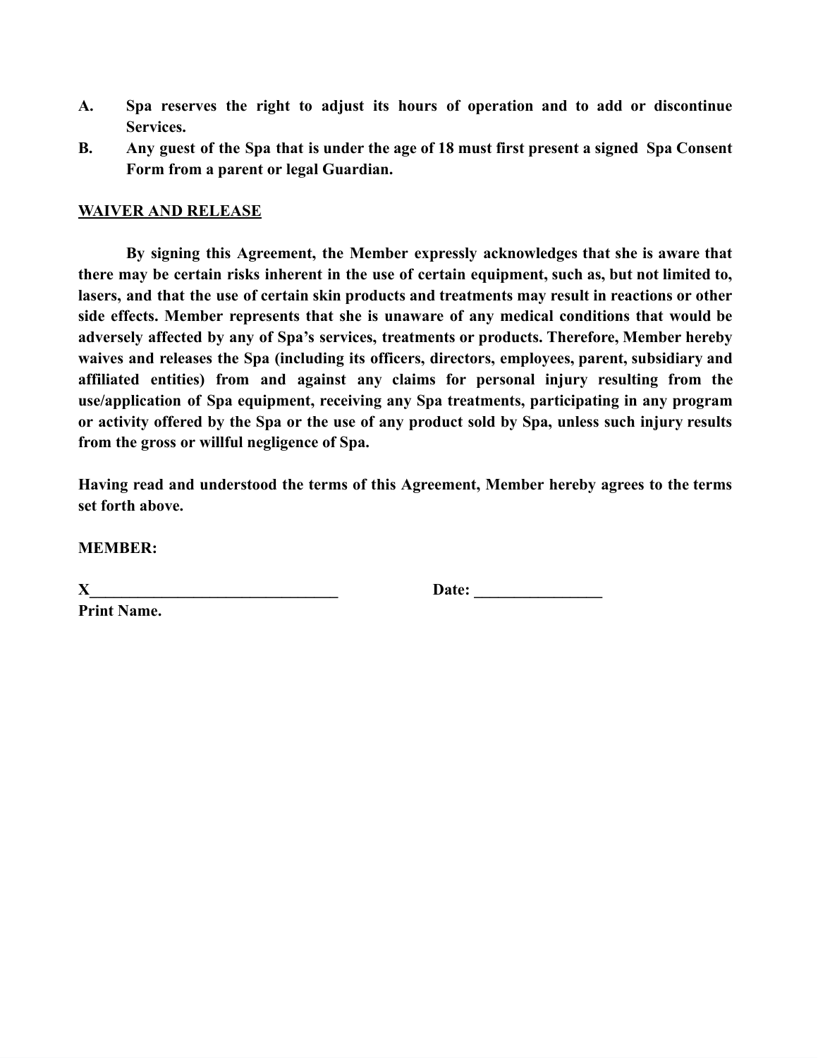**A.** **Spa reserves the right to adjust its hours of operation and to add or discontinue Services.**

**B.** **Any guest of the Spa that is under the age of 18 must first present a signed Spa Consent Form from a parent or legal Guardian.**

**<u>WAIVER AND RELEASE</u>**

**By signing this Agreement, the Member expressly acknowledges that she is aware that there may be certain risks inherent in the use of certain equipment, such as, but not limited to, lasers, and that the use of certain skin products and treatments may result in reactions or other side effects. Member represents that she is unaware of any medical conditions that would be adversely affected by any of Spa's services, treatments or products. Therefore, Member hereby waives and releases the Spa (including its officers, directors, employees, parent, subsidiary and affiliated entities) from and against any claims for personal injury resulting from the use/application of Spa equipment, receiving any Spa treatments, participating in any program or activity offered by the Spa or the use of any product sold by Spa, unless such injury results from the gross or willful negligence of Spa.**

**Having read and understood the terms of this Agreement, Member hereby agrees to the terms set forth above.**

**MEMBER:**

**X________________________________** **Date: ________________**

**Print Name.**